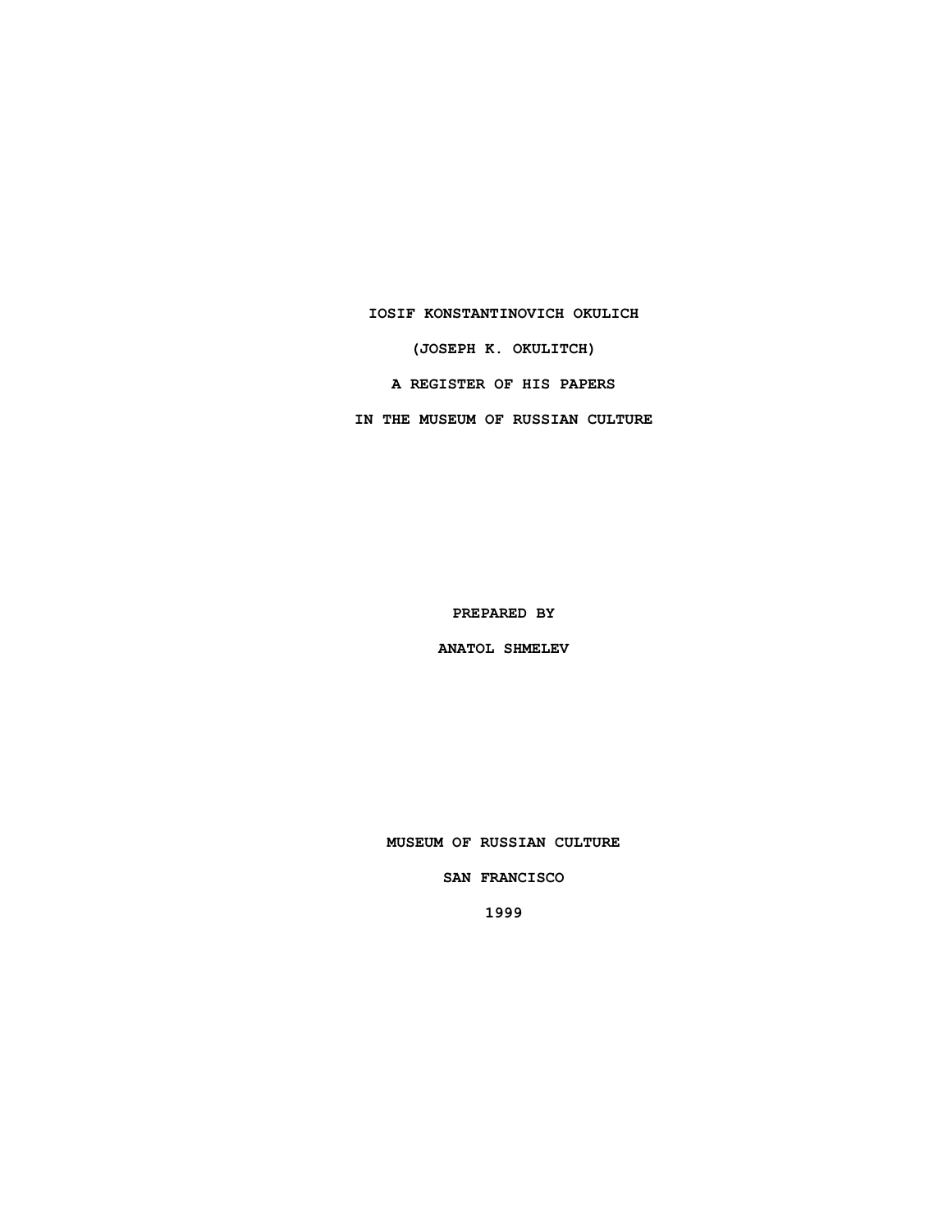# IOSIF KONSTANTINOVICH OKULICH

# (JOSEPH K. OKULITCH)

# A REGISTER OF HIS PAPERS

# IN THE MUSEUM OF RUSSIAN CULTURE

**PREPARED BY**

**ANATOL SHMELEV**

**MUSEUM OF RUSSIAN CULTURE**

**SAN FRANCISCO**

**1999**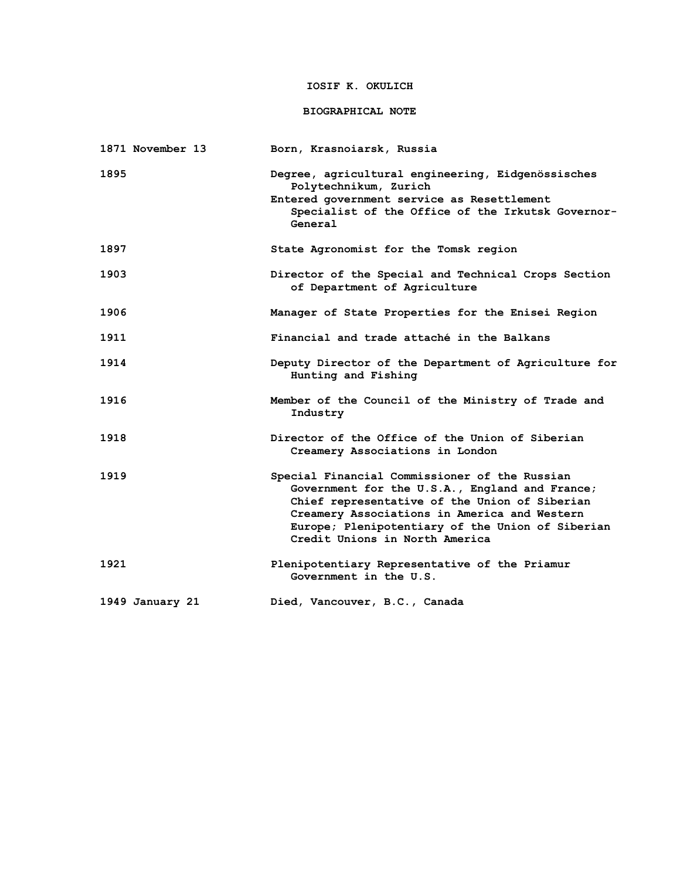# IOSIF K. OKULICH

## BIOGRAPHICAL NOTE

| | |
|---|---|
| 1871 November 13 | Born, Krasnoiarsk, Russia |
| 1895 | Degree, agricultural engineering, Eidgenössisches Polytechnikum, Zurich<br>Entered government service as Resettlement Specialist of the Office of the Irkutsk Governor-General |
| 1897 | State Agronomist for the Tomsk region |
| 1903 | Director of the Special and Technical Crops Section of Department of Agriculture |
| 1906 | Manager of State Properties for the Enisei Region |
| 1911 | Financial and trade attaché in the Balkans |
| 1914 | Deputy Director of the Department of Agriculture for Hunting and Fishing |
| 1916 | Member of the Council of the Ministry of Trade and Industry |
| 1918 | Director of the Office of the Union of Siberian Creamery Associations in London |
| 1919 | Special Financial Commissioner of the Russian Government for the U.S.A., England and France; Chief representative of the Union of Siberian Creamery Associations in America and Western Europe; Plenipotentiary of the Union of Siberian Credit Unions in North America |
| 1921 | Plenipotentiary Representative of the Priamur Government in the U.S. |
| 1949 January 21 | Died, Vancouver, B.C., Canada |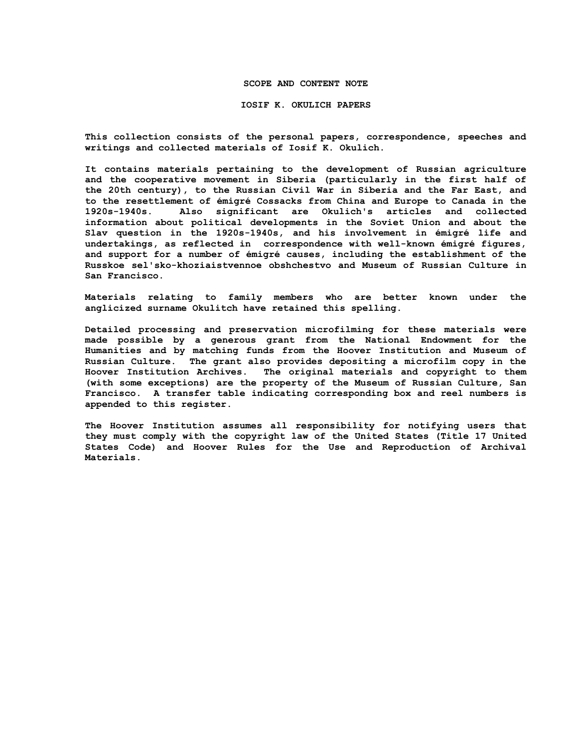# SCOPE AND CONTENT NOTE

## IOSIF K. OKULICH PAPERS

This collection consists of the personal papers, correspondence, speeches and writings and collected materials of Iosif K. Okulich.

It contains materials pertaining to the development of Russian agriculture and the cooperative movement in Siberia (particularly in the first half of the 20th century), to the Russian Civil War in Siberia and the Far East, and to the resettlement of émigré Cossacks from China and Europe to Canada in the 1920s-1940s. Also significant are Okulich's articles and collected information about political developments in the Soviet Union and about the Slav question in the 1920s-1940s, and his involvement in émigré life and undertakings, as reflected in correspondence with well-known émigré figures, and support for a number of émigré causes, including the establishment of the Russkoe sel'sko-khoziaistvennoe obshchestvo and Museum of Russian Culture in San Francisco.

Materials relating to family members who are better known under the anglicized surname Okulitch have retained this spelling.

Detailed processing and preservation microfilming for these materials were made possible by a generous grant from the National Endowment for the Humanities and by matching funds from the Hoover Institution and Museum of Russian Culture. The grant also provides depositing a microfilm copy in the Hoover Institution Archives. The original materials and copyright to them (with some exceptions) are the property of the Museum of Russian Culture, San Francisco. A transfer table indicating corresponding box and reel numbers is appended to this register.

The Hoover Institution assumes all responsibility for notifying users that they must comply with the copyright law of the United States (Title 17 United States Code) and Hoover Rules for the Use and Reproduction of Archival Materials.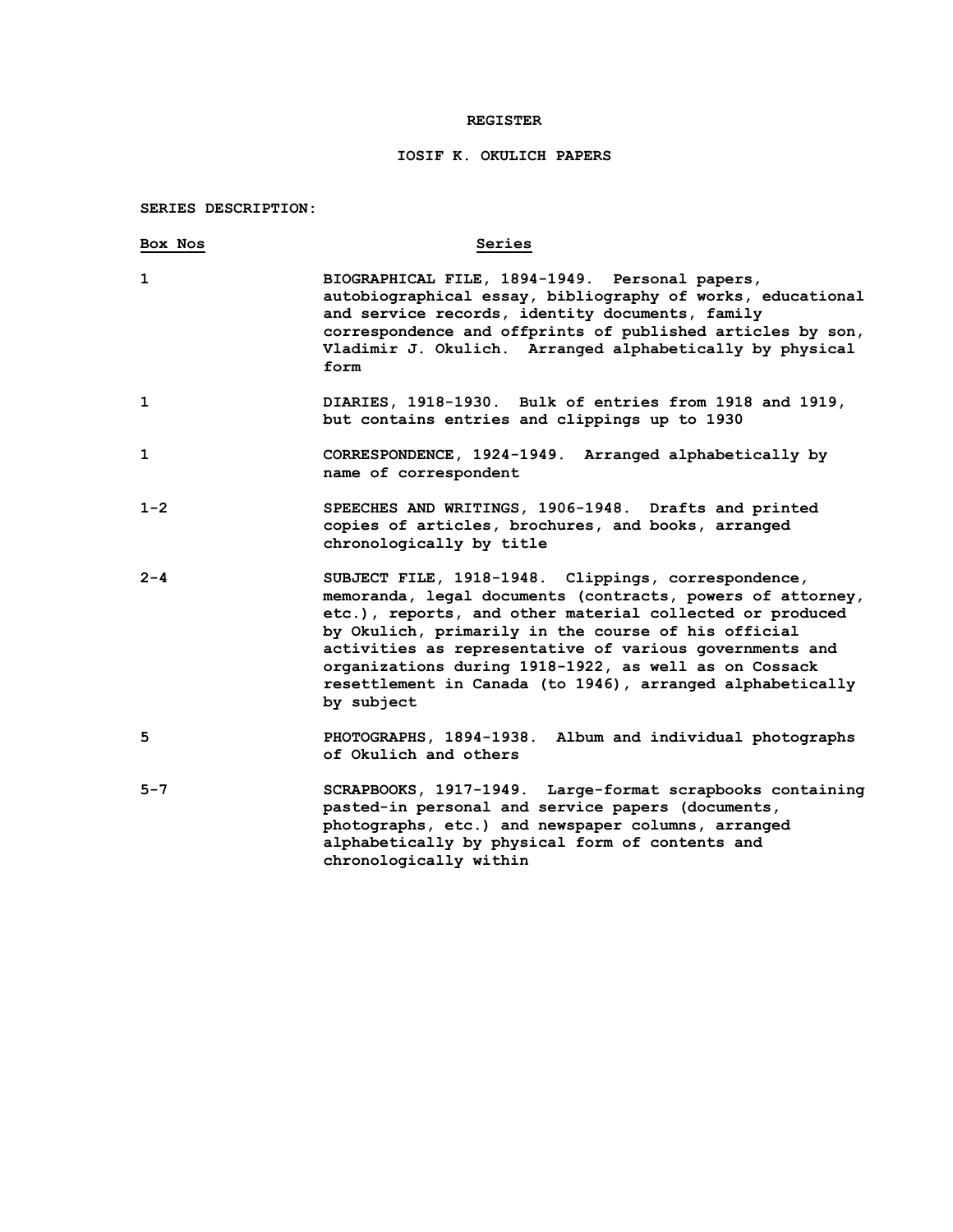# REGISTER

## IOSIF K. OKULICH PAPERS

**SERIES DESCRIPTION:**

| Box Nos | Series |
|---|---|
| 1 | BIOGRAPHICAL FILE, 1894-1949. Personal papers, autobiographical essay, bibliography of works, educational and service records, identity documents, family correspondence and offprints of published articles by son, Vladimir J. Okulich. Arranged alphabetically by physical form |
| 1 | DIARIES, 1918-1930. Bulk of entries from 1918 and 1919, but contains entries and clippings up to 1930 |
| 1 | CORRESPONDENCE, 1924-1949. Arranged alphabetically by name of correspondent |
| 1-2 | SPEECHES AND WRITINGS, 1906-1948. Drafts and printed copies of articles, brochures, and books, arranged chronologically by title |
| 2-4 | SUBJECT FILE, 1918-1948. Clippings, correspondence, memoranda, legal documents (contracts, powers of attorney, etc.), reports, and other material collected or produced by Okulich, primarily in the course of his official activities as representative of various governments and organizations during 1918-1922, as well as on Cossack resettlement in Canada (to 1946), arranged alphabetically by subject |
| 5 | PHOTOGRAPHS, 1894-1938. Album and individual photographs of Okulich and others |
| 5-7 | SCRAPBOOKS, 1917-1949. Large-format scrapbooks containing pasted-in personal and service papers (documents, photographs, etc.) and newspaper columns, arranged alphabetically by physical form of contents and chronologically within |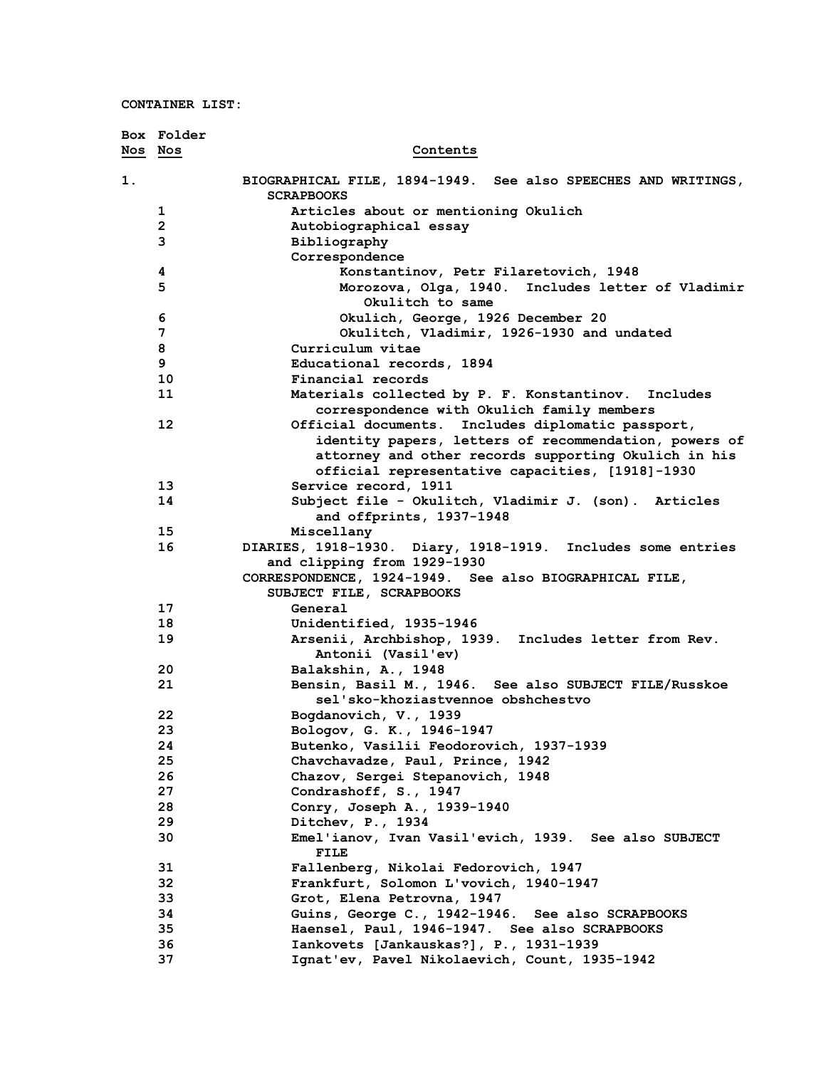CONTAINER LIST:

| Box Nos | Folder Nos | Contents |
|---|---|---|
| 1. | | BIOGRAPHICAL FILE, 1894-1949. See also SPEECHES AND WRITINGS, SCRAPBOOKS |
| | 1 | Articles about or mentioning Okulich |
| | 2 | Autobiographical essay |
| | 3 | Bibliography |
| | | Correspondence |
| | 4 | Konstantinov, Petr Filaretovich, 1948 |
| | 5 | Morozova, Olga, 1940. Includes letter of Vladimir Okulitch to same |
| | 6 | Okulich, George, 1926 December 20 |
| | 7 | Okulitch, Vladimir, 1926-1930 and undated |
| | 8 | Curriculum vitae |
| | 9 | Educational records, 1894 |
| | 10 | Financial records |
| | 11 | Materials collected by P. F. Konstantinov. Includes correspondence with Okulich family members |
| | 12 | Official documents. Includes diplomatic passport, identity papers, letters of recommendation, powers of attorney and other records supporting Okulich in his official representative capacities, [1918]-1930 |
| | 13 | Service record, 1911 |
| | 14 | Subject file - Okulitch, Vladimir J. (son). Articles and offprints, 1937-1948 |
| | 15 | Miscellany |
| | 16 | DIARIES, 1918-1930. Diary, 1918-1919. Includes some entries and clipping from 1929-1930 |
| | | CORRESPONDENCE, 1924-1949. See also BIOGRAPHICAL FILE, SUBJECT FILE, SCRAPBOOKS |
| | 17 | General |
| | 18 | Unidentified, 1935-1946 |
| | 19 | Arsenii, Archbishop, 1939. Includes letter from Rev. Antonii (Vasil'ev) |
| | 20 | Balakshin, A., 1948 |
| | 21 | Bensin, Basil M., 1946. See also SUBJECT FILE/Russkoe sel'sko-khoziastvennoe obshchestvo |
| | 22 | Bogdanovich, V., 1939 |
| | 23 | Bologov, G. K., 1946-1947 |
| | 24 | Butenko, Vasilii Feodorovich, 1937-1939 |
| | 25 | Chavchavadze, Paul, Prince, 1942 |
| | 26 | Chazov, Sergei Stepanovich, 1948 |
| | 27 | Condrashoff, S., 1947 |
| | 28 | Conry, Joseph A., 1939-1940 |
| | 29 | Ditchev, P., 1934 |
| | 30 | Emel'ianov, Ivan Vasil'evich, 1939. See also SUBJECT FILE |
| | 31 | Fallenberg, Nikolai Fedorovich, 1947 |
| | 32 | Frankfurt, Solomon L'vovich, 1940-1947 |
| | 33 | Grot, Elena Petrovna, 1947 |
| | 34 | Guins, George C., 1942-1946. See also SCRAPBOOKS |
| | 35 | Haensel, Paul, 1946-1947. See also SCRAPBOOKS |
| | 36 | Iankovets [Jankauskas?], P., 1931-1939 |
| | 37 | Ignat'ev, Pavel Nikolaevich, Count, 1935-1942 |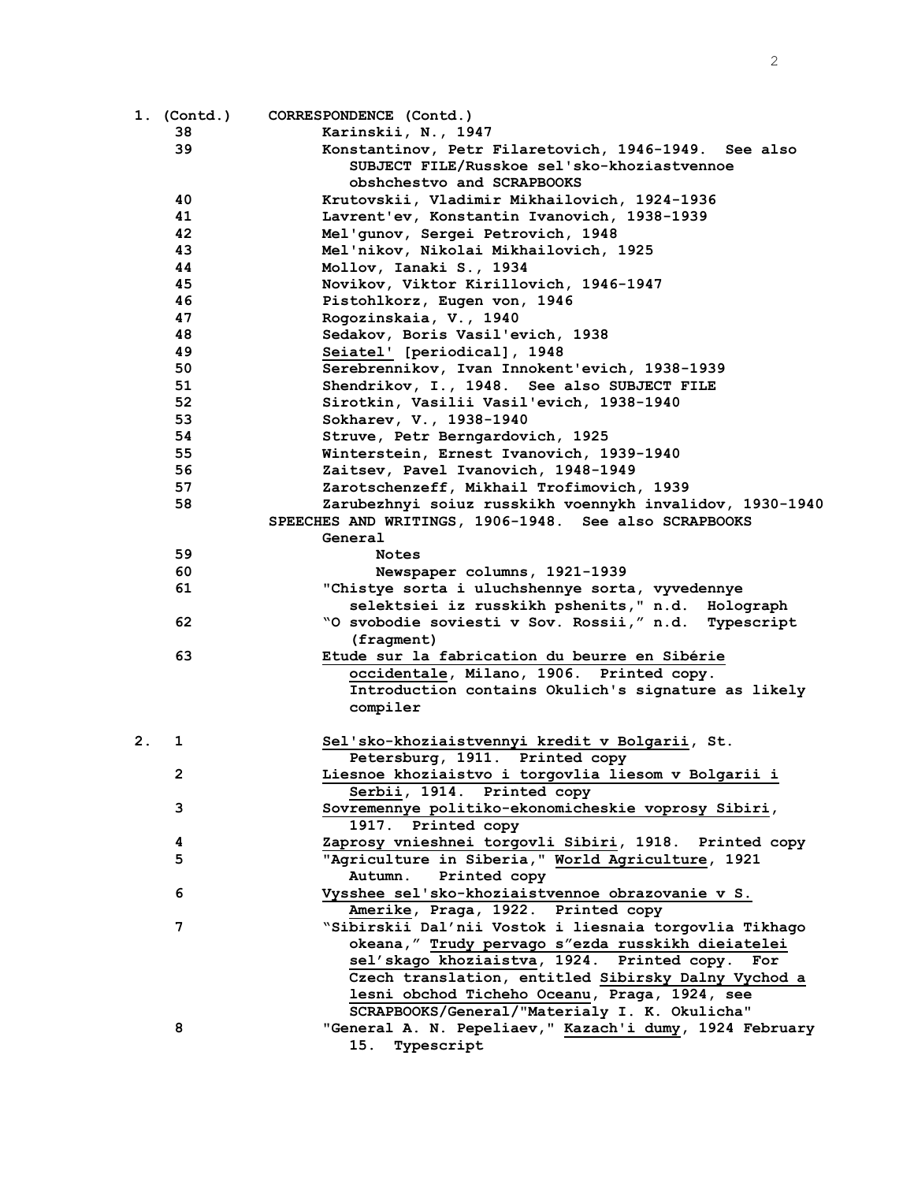| Box | Folder | Contents |
|---|---|---|
| 1. (Contd.) | | CORRESPONDENCE (Contd.) |
| | 38 | Karinskii, N., 1947 |
| | 39 | Konstantinov, Petr Filaretovich, 1946-1949. See also SUBJECT FILE/Russkoe sel'sko-khoziastvennoe obshchestvo and SCRAPBOOKS |
| | 40 | Krutovskii, Vladimir Mikhailovich, 1924-1936 |
| | 41 | Lavrent'ev, Konstantin Ivanovich, 1938-1939 |
| | 42 | Mel'gunov, Sergei Petrovich, 1948 |
| | 43 | Mel'nikov, Nikolai Mikhailovich, 1925 |
| | 44 | Mollov, Ianaki S., 1934 |
| | 45 | Novikov, Viktor Kirillovich, 1946-1947 |
| | 46 | Pistohlkorz, Eugen von, 1946 |
| | 47 | Rogozinskaia, V., 1940 |
| | 48 | Sedakov, Boris Vasil'evich, 1938 |
| | 49 | Seiatel' [periodical], 1948 |
| | 50 | Serebrennikov, Ivan Innokent'evich, 1938-1939 |
| | 51 | Shendrikov, I., 1948. See also SUBJECT FILE |
| | 52 | Sirotkin, Vasilii Vasil'evich, 1938-1940 |
| | 53 | Sokharev, V., 1938-1940 |
| | 54 | Struve, Petr Berngardovich, 1925 |
| | 55 | Winterstein, Ernest Ivanovich, 1939-1940 |
| | 56 | Zaitsev, Pavel Ivanovich, 1948-1949 |
| | 57 | Zarotschenzeff, Mikhail Trofimovich, 1939 |
| | 58 | Zarubezhnyi soiuz russkikh voennykh invalidov, 1930-1940 |
| | | SPEECHES AND WRITINGS, 1906-1948. See also SCRAPBOOKS |
| | | General |
| | 59 | Notes |
| | 60 | Newspaper columns, 1921-1939 |
| | 61 | "Chistye sorta i uluchshennye sorta, vyvedennye selektsiei iz russkikh pshenits," n.d. Holograph |
| | 62 | "O svobodie soviesti v Sov. Rossii," n.d. Typescript (fragment) |
| | 63 | Etude sur la fabrication du beurre en Sibérie occidentale, Milano, 1906. Printed copy. Introduction contains Okulich's signature as likely compiler |
| 2. | 1 | Sel'sko-khoziaistvennyi kredit v Bolgarii, St. Petersburg, 1911. Printed copy |
| | 2 | Liesnoe khoziaistvo i torgovlia liesom v Bolgarii i Serbii, 1914. Printed copy |
| | 3 | Sovremennye politiko-ekonomicheskie voprosy Sibiri, 1917. Printed copy |
| | 4 | Zaprosy vnieshnei torgovli Sibiri, 1918. Printed copy |
| | 5 | "Agriculture in Siberia," World Agriculture, 1921 Autumn. Printed copy |
| | 6 | Vysshee sel'sko-khoziaistvennoe obrazovanie v S. Amerike, Praga, 1922. Printed copy |
| | 7 | "Sibirskii Dal'nii Vostok i liesnaia torgovlia Tikhago okeana," Trudy pervago s"ezda russkikh dieiatelei sel'skago khoziaistva, 1924. Printed copy. For Czech translation, entitled Sibirsky Dalny Vychod a lesni obchod Ticheho Oceanu, Praga, 1924, see SCRAPBOOKS/General/"Materialy I. K. Okulicha" |
| | 8 | "General A. N. Pepeliaev," Kazach'i dumy, 1924 February 15. Typescript |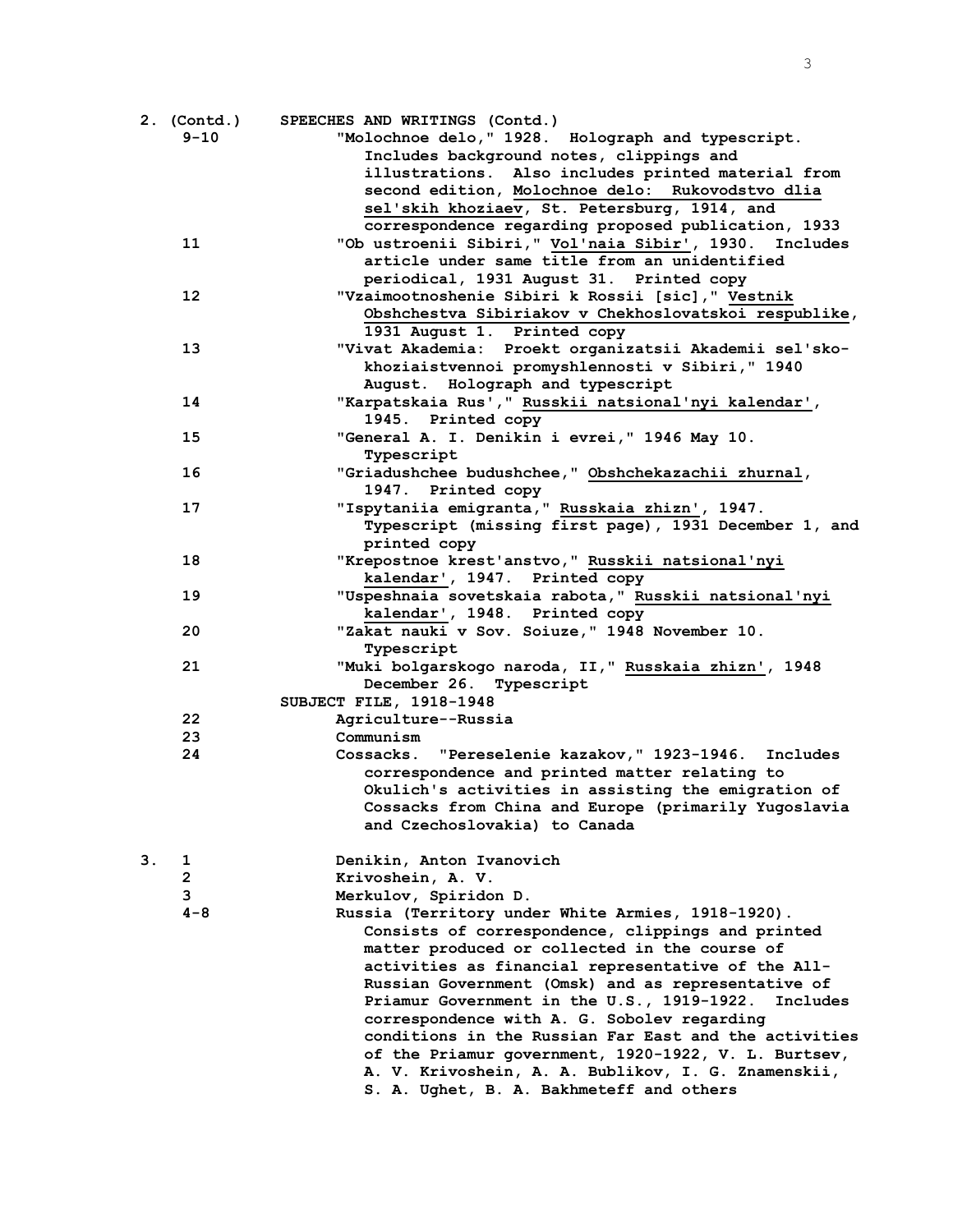| Box/Folder | Contents |
|---|---|
| 2. (Contd.) | SPEECHES AND WRITINGS (Contd.) |
| 9-10 | "Molochnoe delo," 1928. Holograph and typescript. Includes background notes, clippings and illustrations. Also includes printed material from second edition, Molochnoe delo: Rukovodstvo dlia sel'skih khoziaev, St. Petersburg, 1914, and correspondence regarding proposed publication, 1933 |
| 11 | "Ob ustroenii Sibiri," Vol'naia Sibir', 1930. Includes article under same title from an unidentified periodical, 1931 August 31. Printed copy |
| 12 | "Vzaimootnoshenie Sibiri k Rossii [sic]," Vestnik Obshchestva Sibiriakov v Chekhoslovatskoi respublike, 1931 August 1. Printed copy |
| 13 | "Vivat Akademia: Proekt organizatsii Akademii sel'sko-khoziaistvennoi promyshlennosti v Sibiri," 1940 August. Holograph and typescript |
| 14 | "Karpatskaia Rus'," Russkii natsional'nyi kalendar', 1945. Printed copy |
| 15 | "General A. I. Denikin i evrei," 1946 May 10. Typescript |
| 16 | "Griadushchee budushchee," Obshchekazachii zhurnal, 1947. Printed copy |
| 17 | "Ispytaniia emigranta," Russkaia zhizn', 1947. Typescript (missing first page), 1931 December 1, and printed copy |
| 18 | "Krepostnoe krest'anstvo," Russkii natsional'nyi kalendar', 1947. Printed copy |
| 19 | "Uspeshnaia sovetskaia rabota," Russkii natsional'nyi kalendar', 1948. Printed copy |
| 20 | "Zakat nauki v Sov. Soiuze," 1948 November 10. Typescript |
| 21 | "Muki bolgarskogo naroda, II," Russkaia zhizn', 1948 December 26. Typescript |
| | SUBJECT FILE, 1918-1948 |
| 22 | Agriculture--Russia |
| 23 | Communism |
| 24 | Cossacks. "Pereselenie kazakov," 1923-1946. Includes correspondence and printed matter relating to Okulich's activities in assisting the emigration of Cossacks from China and Europe (primarily Yugoslavia and Czechoslovakia) to Canada |
| 3. 1 | Denikin, Anton Ivanovich |
| 2 | Krivoshein, A. V. |
| 3 | Merkulov, Spiridon D. |
| 4-8 | Russia (Territory under White Armies, 1918-1920). Consists of correspondence, clippings and printed matter produced or collected in the course of activities as financial representative of the All-Russian Government (Omsk) and as representative of Priamur Government in the U.S., 1919-1922. Includes correspondence with A. G. Sobolev regarding conditions in the Russian Far East and the activities of the Priamur government, 1920-1922, V. L. Burtsev, A. V. Krivoshein, A. A. Bublikov, I. G. Znamenskii, S. A. Ughet, B. A. Bakhmeteff and others |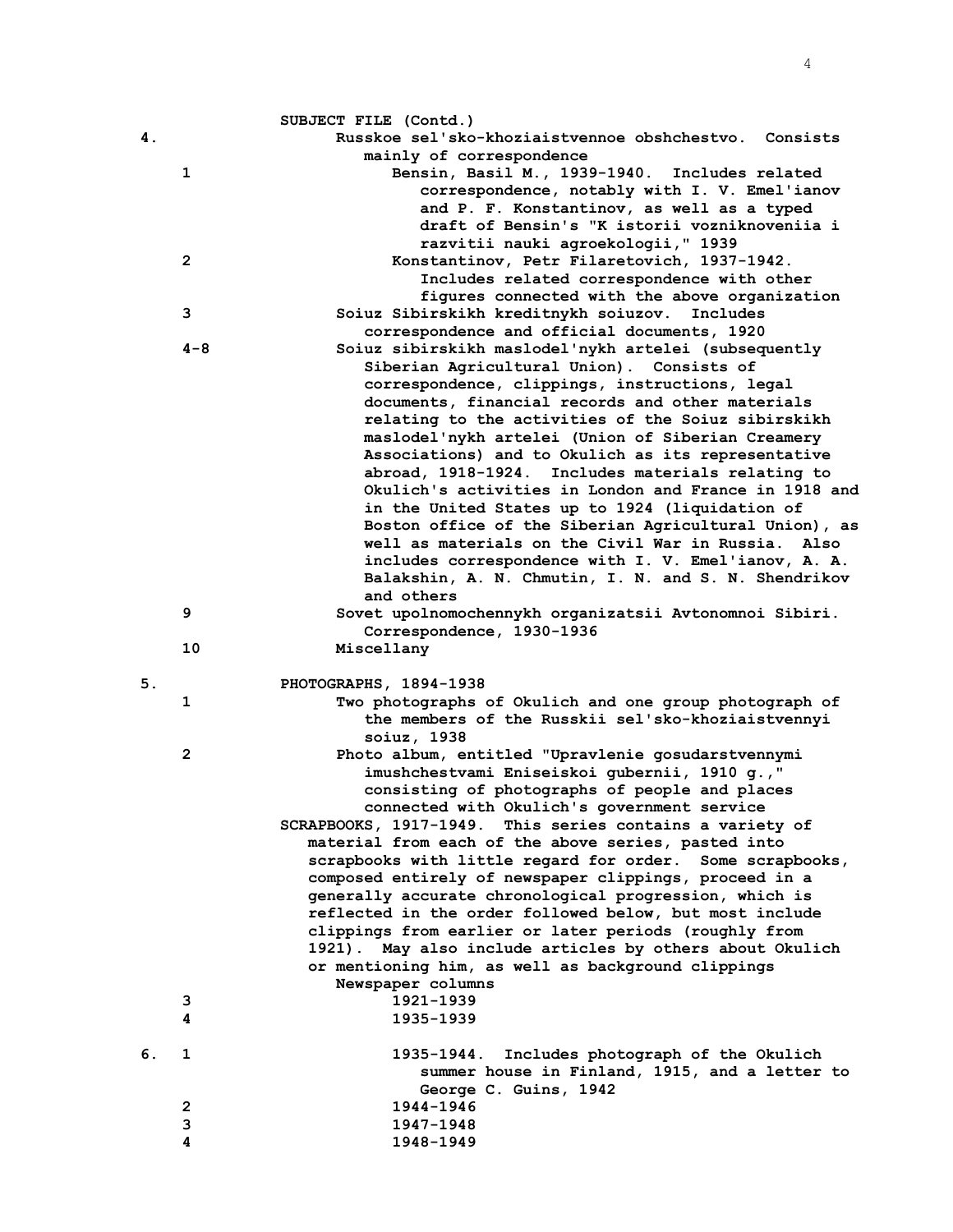SUBJECT FILE (Contd.)

**4.** Russkoe sel'sko-khoziaistvennoe obshchestvo. Consists mainly of correspondence

- **1** — Bensin, Basil M., 1939-1940. Includes related correspondence, notably with I. V. Emel'ianov and P. F. Konstantinov, as well as a typed draft of Bensin's "K istorii vozniknoveniia i razvitii nauki agroekologii," 1939
- **2** — Konstantinov, Petr Filaretovich, 1937-1942. Includes related correspondence with other figures connected with the above organization
- **3** — Soiuz Sibirskikh kreditnykh soiuzov. Includes correspondence and official documents, 1920
- **4-8** — Soiuz sibirskikh maslodel'nykh artelei (subsequently Siberian Agricultural Union). Consists of correspondence, clippings, instructions, legal documents, financial records and other materials relating to the activities of the Soiuz sibirskikh maslodel'nykh artelei (Union of Siberian Creamery Associations) and to Okulich as its representative abroad, 1918-1924. Includes materials relating to Okulich's activities in London and France in 1918 and in the United States up to 1924 (liquidation of Boston office of the Siberian Agricultural Union), as well as materials on the Civil War in Russia. Also includes correspondence with I. V. Emel'ianov, A. A. Balakshin, A. N. Chmutin, I. N. and S. N. Shendrikov and others
- **9** — Sovet upolnomochennykh organizatsii Avtonomnoi Sibiri. Correspondence, 1930-1936
- **10** — Miscellany

**5.** PHOTOGRAPHS, 1894-1938

- **1** — Two photographs of Okulich and one group photograph of the members of the Russkii sel'sko-khoziaistvennyi soiuz, 1938
- **2** — Photo album, entitled "Upravlenie gosudarstvennymi imushchestvami Eniseiskoi gubernii, 1910 g.," consisting of photographs of people and places connected with Okulich's government service

SCRAPBOOKS, 1917-1949. This series contains a variety of material from each of the above series, pasted into scrapbooks with little regard for order. Some scrapbooks, composed entirely of newspaper clippings, proceed in a generally accurate chronological progression, which is reflected in the order followed below, but most include clippings from earlier or later periods (roughly from 1921). May also include articles by others about Okulich or mentioning him, as well as background clippings

Newspaper columns

- **3** — 1921-1939
- **4** — 1935-1939

**6.**

- **1** — 1935-1944. Includes photograph of the Okulich summer house in Finland, 1915, and a letter to George C. Guins, 1942
- **2** — 1944-1946
- **3** — 1947-1948
- **4** — 1948-1949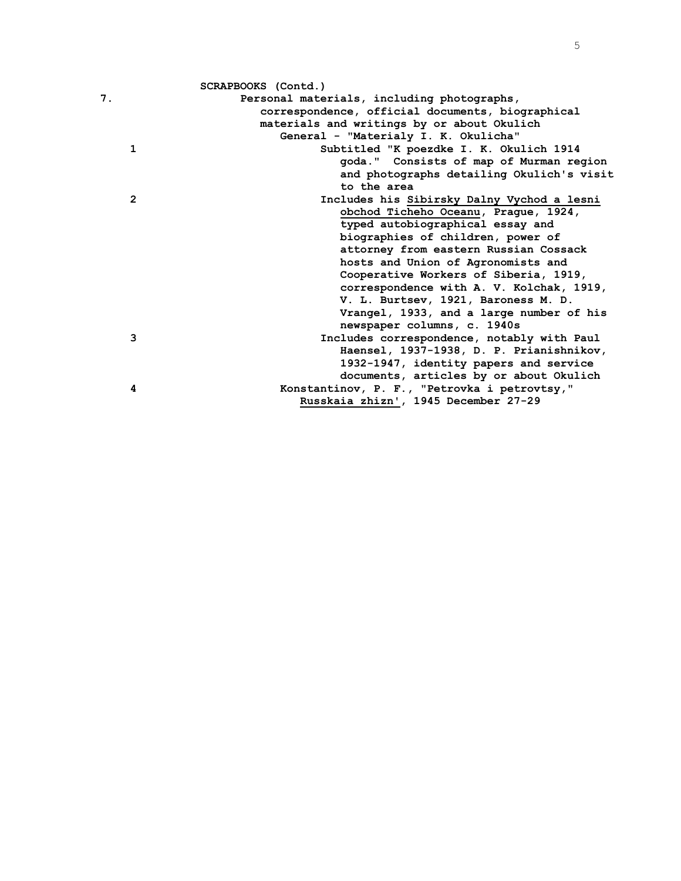**SCRAPBOOKS (Contd.)**

**7.** Personal materials, including photographs, correspondence, official documents, biographical materials and writings by or about Okulich

General - "Materialy I. K. Okulicha"

**1** Subtitled "K poezdke I. K. Okulich 1914 goda." Consists of map of Murman region and photographs detailing Okulich's visit to the area

**2** Includes his <u>Sibirsky Dalny Vychod a lesni obchod Ticheho Oceanu</u>, Prague, 1924, typed autobiographical essay and biographies of children, power of attorney from eastern Russian Cossack hosts and Union of Agronomists and Cooperative Workers of Siberia, 1919, correspondence with A. V. Kolchak, 1919, V. L. Burtsev, 1921, Baroness M. D. Vrangel, 1933, and a large number of his newspaper columns, c. 1940s

**3** Includes correspondence, notably with Paul Haensel, 1937-1938, D. P. Prianishnikov, 1932-1947, identity papers and service documents, articles by or about Okulich

**4** Konstantinov, P. F., "Petrovka i petrovtsy," <u>Russkaia zhizn'</u>, 1945 December 27-29